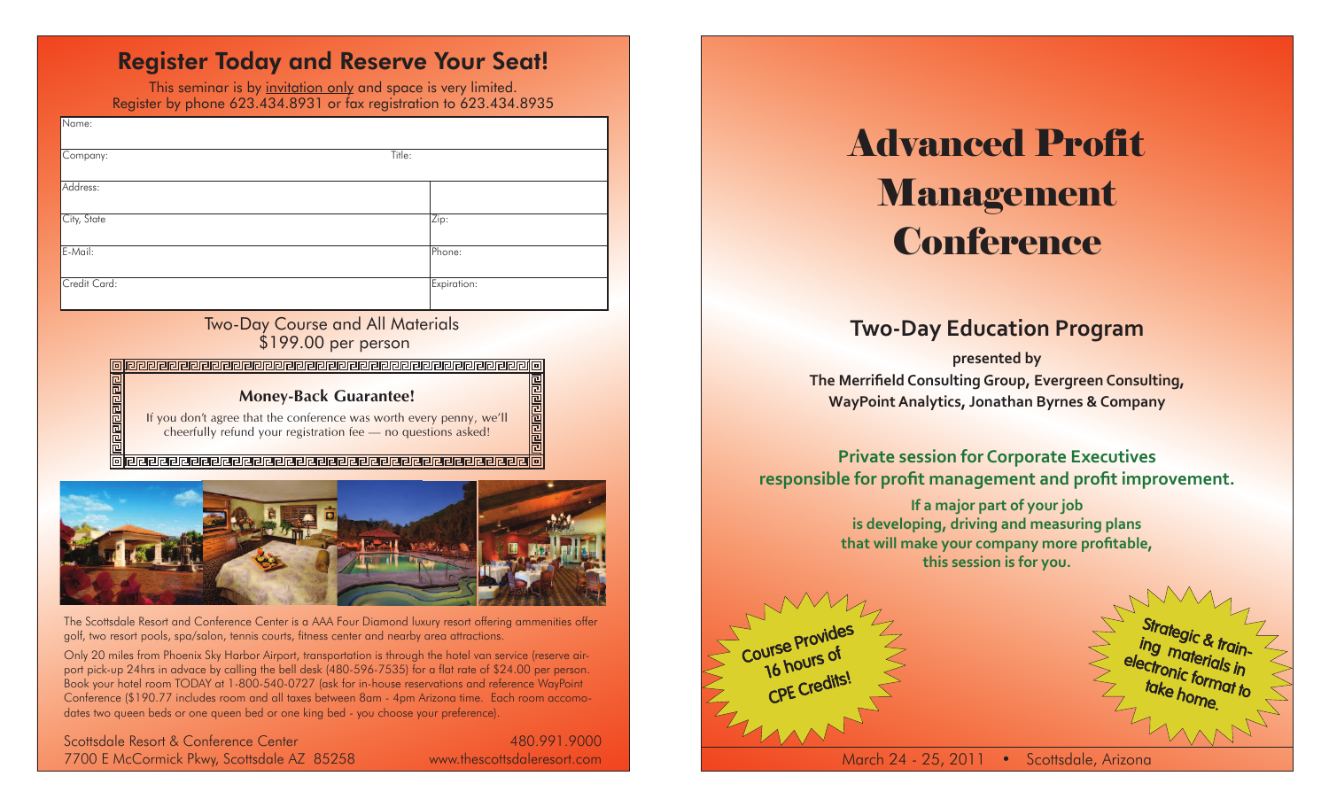## Register Today and Reserve Your Seat!

This seminar is by invitation only and space is very limited.
Register by phone 623.434.8931 or fax registration to 623.434.8935

| Name: | |
|---|---|
| Company: | Title: |
| Address: | |
| City, State | Zip: |
| E-Mail: | Phone: |
| Credit Card: | Expiration: |

Two-Day Course and All Materials
$199.00 per person

**Money-Back Guarantee!**

If you don't agree that the conference was worth every penny, we'll cheerfully refund your registration fee — no questions asked!

The Scottsdale Resort and Conference Center is a AAA Four Diamond luxury resort offering ammenities offer golf, two resort pools, spa/salon, tennis courts, fitness center and nearby area attractions.

Only 20 miles from Phoenix Sky Harbor Airport, transportation is through the hotel van service (reserve airport pick-up 24hrs in advace by calling the bell desk (480-596-7535) for a flat rate of $24.00 per person. Book your hotel room TODAY at 1-800-540-0727 (ask for in-house reservations and reference WayPoint Conference ($190.77 includes room and all taxes between 8am - 4pm Arizona time. Each room accomodates two queen beds or one queen bed or one king bed - you choose your preference).

Scottsdale Resort & Conference Center
7700 E McCormick Pkwy, Scottsdale AZ 85258
480.991.9000
www.thescottsdaleresort.com

# Advanced Profit Management Conference

## Two-Day Education Program

**presented by**
**The Merrifield Consulting Group, Evergreen Consulting, WayPoint Analytics, Jonathan Byrnes & Company**

**Private session for Corporate Executives responsible for profit management and profit improvement.**

**If a major part of your job is developing, driving and measuring plans that will make your company more profitable, this session is for you.**

**Course Provides 16 hours of CPE Credits!**

**Strategic & training materials in electronic format to take home.**

March 24 - 25, 2011 • Scottsdale, Arizona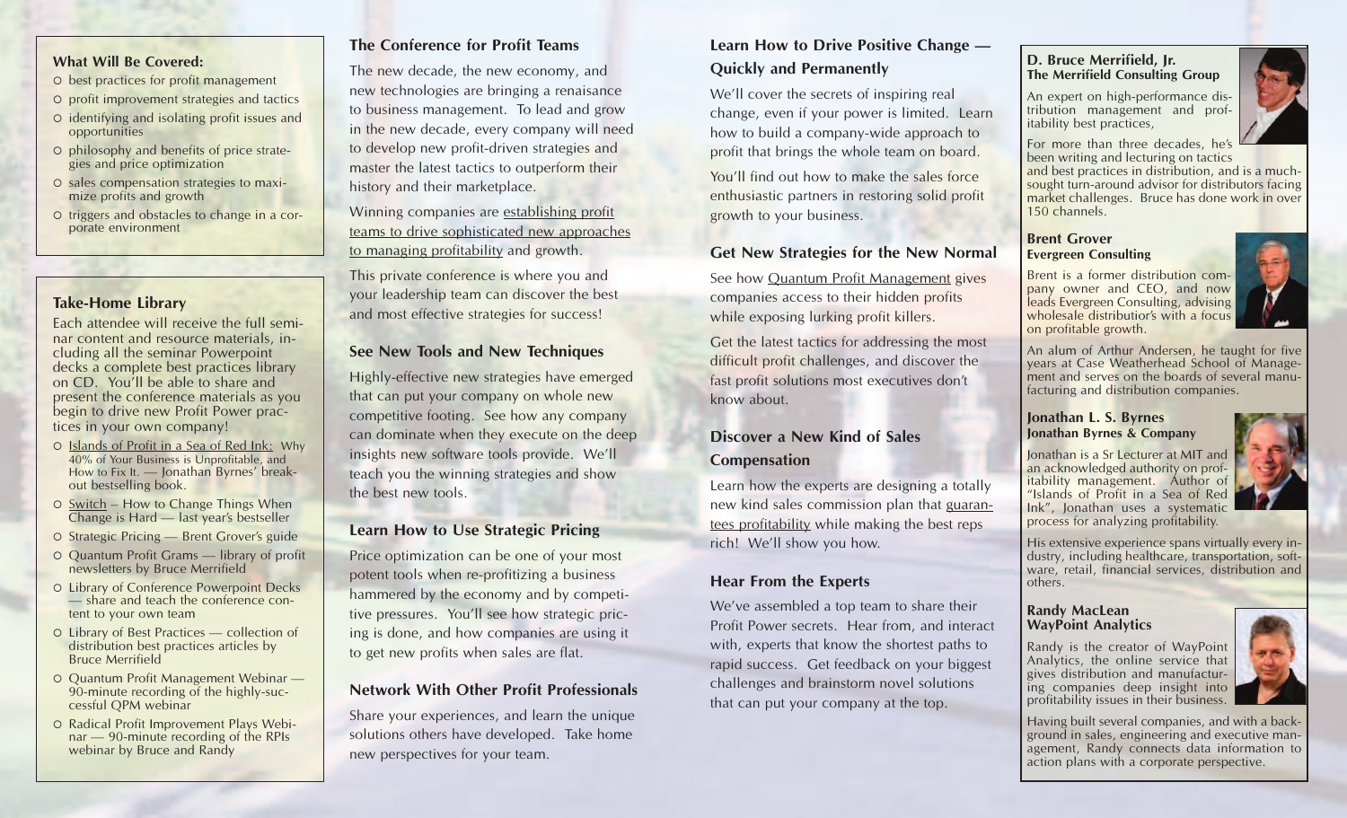### What Will Be Covered:

- best practices for profit management
- profit improvement strategies and tactics
- identifying and isolating profit issues and opportunities
- philosophy and benefits of price strategies and price optimization
- sales compensation strategies to maximize profits and growth
- triggers and obstacles to change in a corporate environment

### Take-Home Library

Each attendee will receive the full seminar content and resource materials, including all the seminar Powerpoint decks a complete best practices library on CD. You'll be able to share and present the conference materials as you begin to drive new Profit Power practices in your own company!

- Islands of Profit in a Sea of Red Ink: Why 40% of Your Business is Unprofitable, and How to Fix It. — Jonathan Byrnes' breakout bestselling book.
- Switch – How to Change Things When Change is Hard — last year's bestseller
- Strategic Pricing — Brent Grover's guide
- Quantum Profit Grams — library of profit newsletters by Bruce Merrifield
- Library of Conference Powerpoint Decks — share and teach the conference content to your own team
- Library of Best Practices — collection of distribution best practices articles by Bruce Merrifield
- Quantum Profit Management Webinar — 90-minute recording of the highly-successful QPM webinar
- Radical Profit Improvement Plays Webinar — 90-minute recording of the RPIs webinar by Bruce and Randy

### The Conference for Profit Teams

The new decade, the new economy, and new technologies are bringing a renaisance to business management. To lead and grow in the new decade, every company will need to develop new profit-driven strategies and master the latest tactics to outperform their history and their marketplace.

Winning companies are establishing profit teams to drive sophisticated new approaches to managing profitability and growth.

This private conference is where you and your leadership team can discover the best and most effective strategies for success!

### See New Tools and New Techniques

Highly-effective new strategies have emerged that can put your company on whole new competitive footing. See how any company can dominate when they execute on the deep insights new software tools provide. We'll teach you the winning strategies and show the best new tools.

### Learn How to Use Strategic Pricing

Price optimization can be one of your most potent tools when re-profitizing a business hammered by the economy and by competitive pressures. You'll see how strategic pricing is done, and how companies are using it to get new profits when sales are flat.

### Network With Other Profit Professionals

Share your experiences, and learn the unique solutions others have developed. Take home new perspectives for your team.

### Learn How to Drive Positive Change — Quickly and Permanently

We'll cover the secrets of inspiring real change, even if your power is limited. Learn how to build a company-wide approach to profit that brings the whole team on board.

You'll find out how to make the sales force enthusiastic partners in restoring solid profit growth to your business.

### Get New Strategies for the New Normal

See how Quantum Profit Management gives companies access to their hidden profits while exposing lurking profit killers.

Get the latest tactics for addressing the most difficult profit challenges, and discover the fast profit solutions most executives don't know about.

### Discover a New Kind of Sales Compensation

Learn how the experts are designing a totally new kind sales commission plan that guarantees profitability while making the best reps rich! We'll show you how.

### Hear From the Experts

We've assembled a top team to share their Profit Power secrets. Hear from, and interact with, experts that know the shortest paths to rapid success. Get feedback on your biggest challenges and brainstorm novel solutions that can put your company at the top.

**D. Bruce Merrifield, Jr.**
**The Merrifield Consulting Group**

An expert on high-performance distribution management and profitability best practices,

For more than three decades, he's been writing and lecturing on tactics and best practices in distribution, and is a much-sought turn-around advisor for distributors facing market challenges. Bruce has done work in over 150 channels.

**Brent Grover**
**Evergreen Consulting**

Brent is a former distribution company owner and CEO, and now leads Evergreen Consulting, advising wholesale distributor's with a focus on profitable growth.

An alum of Arthur Andersen, he taught for five years at Case Weatherhead School of Management and serves on the boards of several manufacturing and distribution companies.

**Jonathan L. S. Byrnes**
**Jonathan Byrnes & Company**

Jonathan is a Sr Lecturer at MIT and an acknowledged authority on profitability management. Author of "Islands of Profit in a Sea of Red Ink", Jonathan uses a systematic process for analyzing profitability.

His extensive experience spans virtually every industry, including healthcare, transportation, software, retail, financial services, distribution and others.

**Randy MacLean**
**WayPoint Analytics**

Randy is the creator of WayPoint Analytics, the online service that gives distribution and manufacturing companies deep insight into profitability issues in their business.

Having built several companies, and with a background in sales, engineering and executive management, Randy connects data information to action plans with a corporate perspective.